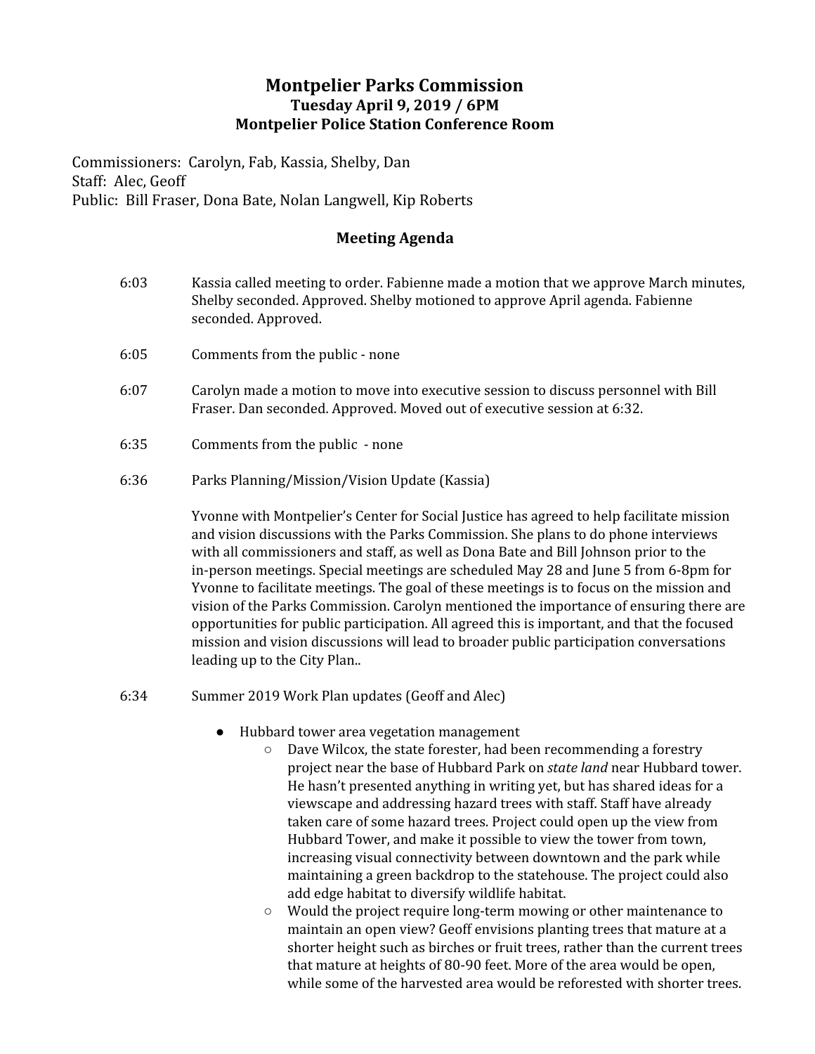# Montpelier Parks Commission
### Tuesday April 9, 2019 / 6PM
### Montpelier Police Station Conference Room

Commissioners: Carolyn, Fab, Kassia, Shelby, Dan
Staff: Alec, Geoff
Public: Bill Fraser, Dona Bate, Nolan Langwell, Kip Roberts

## Meeting Agenda

6:03 Kassia called meeting to order. Fabienne made a motion that we approve March minutes, Shelby seconded. Approved. Shelby motioned to approve April agenda. Fabienne seconded. Approved.

6:05 Comments from the public - none

6:07 Carolyn made a motion to move into executive session to discuss personnel with Bill Fraser. Dan seconded. Approved. Moved out of executive session at 6:32.

6:35 Comments from the public - none

6:36 Parks Planning/Mission/Vision Update (Kassia)

Yvonne with Montpelier's Center for Social Justice has agreed to help facilitate mission and vision discussions with the Parks Commission. She plans to do phone interviews with all commissioners and staff, as well as Dona Bate and Bill Johnson prior to the in-person meetings. Special meetings are scheduled May 28 and June 5 from 6-8pm for Yvonne to facilitate meetings. The goal of these meetings is to focus on the mission and vision of the Parks Commission. Carolyn mentioned the importance of ensuring there are opportunities for public participation. All agreed this is important, and that the focused mission and vision discussions will lead to broader public participation conversations leading up to the City Plan..

6:34 Summer 2019 Work Plan updates (Geoff and Alec)

- Hubbard tower area vegetation management
  - Dave Wilcox, the state forester, had been recommending a forestry project near the base of Hubbard Park on *state land* near Hubbard tower. He hasn't presented anything in writing yet, but has shared ideas for a viewscape and addressing hazard trees with staff. Staff have already taken care of some hazard trees. Project could open up the view from Hubbard Tower, and make it possible to view the tower from town, increasing visual connectivity between downtown and the park while maintaining a green backdrop to the statehouse. The project could also add edge habitat to diversify wildlife habitat.
  - Would the project require long-term mowing or other maintenance to maintain an open view? Geoff envisions planting trees that mature at a shorter height such as birches or fruit trees, rather than the current trees that mature at heights of 80-90 feet. More of the area would be open, while some of the harvested area would be reforested with shorter trees.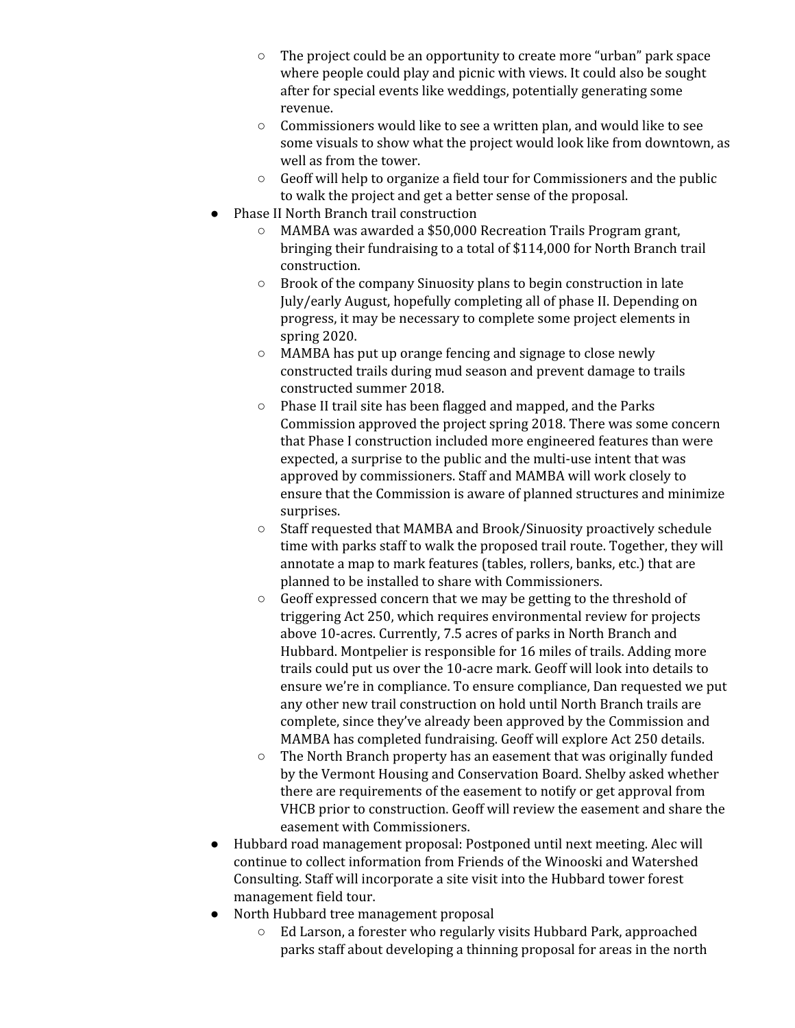- The project could be an opportunity to create more "urban" park space where people could play and picnic with views. It could also be sought after for special events like weddings, potentially generating some revenue.
    - Commissioners would like to see a written plan, and would like to see some visuals to show what the project would look like from downtown, as well as from the tower.
    - Geoff will help to organize a field tour for Commissioners and the public to walk the project and get a better sense of the proposal.
- Phase II North Branch trail construction
    - MAMBA was awarded a $50,000 Recreation Trails Program grant, bringing their fundraising to a total of $114,000 for North Branch trail construction.
    - Brook of the company Sinuosity plans to begin construction in late July/early August, hopefully completing all of phase II. Depending on progress, it may be necessary to complete some project elements in spring 2020.
    - MAMBA has put up orange fencing and signage to close newly constructed trails during mud season and prevent damage to trails constructed summer 2018.
    - Phase II trail site has been flagged and mapped, and the Parks Commission approved the project spring 2018. There was some concern that Phase I construction included more engineered features than were expected, a surprise to the public and the multi-use intent that was approved by commissioners. Staff and MAMBA will work closely to ensure that the Commission is aware of planned structures and minimize surprises.
    - Staff requested that MAMBA and Brook/Sinuosity proactively schedule time with parks staff to walk the proposed trail route. Together, they will annotate a map to mark features (tables, rollers, banks, etc.) that are planned to be installed to share with Commissioners.
    - Geoff expressed concern that we may be getting to the threshold of triggering Act 250, which requires environmental review for projects above 10-acres. Currently, 7.5 acres of parks in North Branch and Hubbard. Montpelier is responsible for 16 miles of trails. Adding more trails could put us over the 10-acre mark. Geoff will look into details to ensure we're in compliance. To ensure compliance, Dan requested we put any other new trail construction on hold until North Branch trails are complete, since they've already been approved by the Commission and MAMBA has completed fundraising. Geoff will explore Act 250 details.
    - The North Branch property has an easement that was originally funded by the Vermont Housing and Conservation Board. Shelby asked whether there are requirements of the easement to notify or get approval from VHCB prior to construction. Geoff will review the easement and share the easement with Commissioners.
- Hubbard road management proposal: Postponed until next meeting. Alec will continue to collect information from Friends of the Winooski and Watershed Consulting. Staff will incorporate a site visit into the Hubbard tower forest management field tour.
- North Hubbard tree management proposal
    - Ed Larson, a forester who regularly visits Hubbard Park, approached parks staff about developing a thinning proposal for areas in the north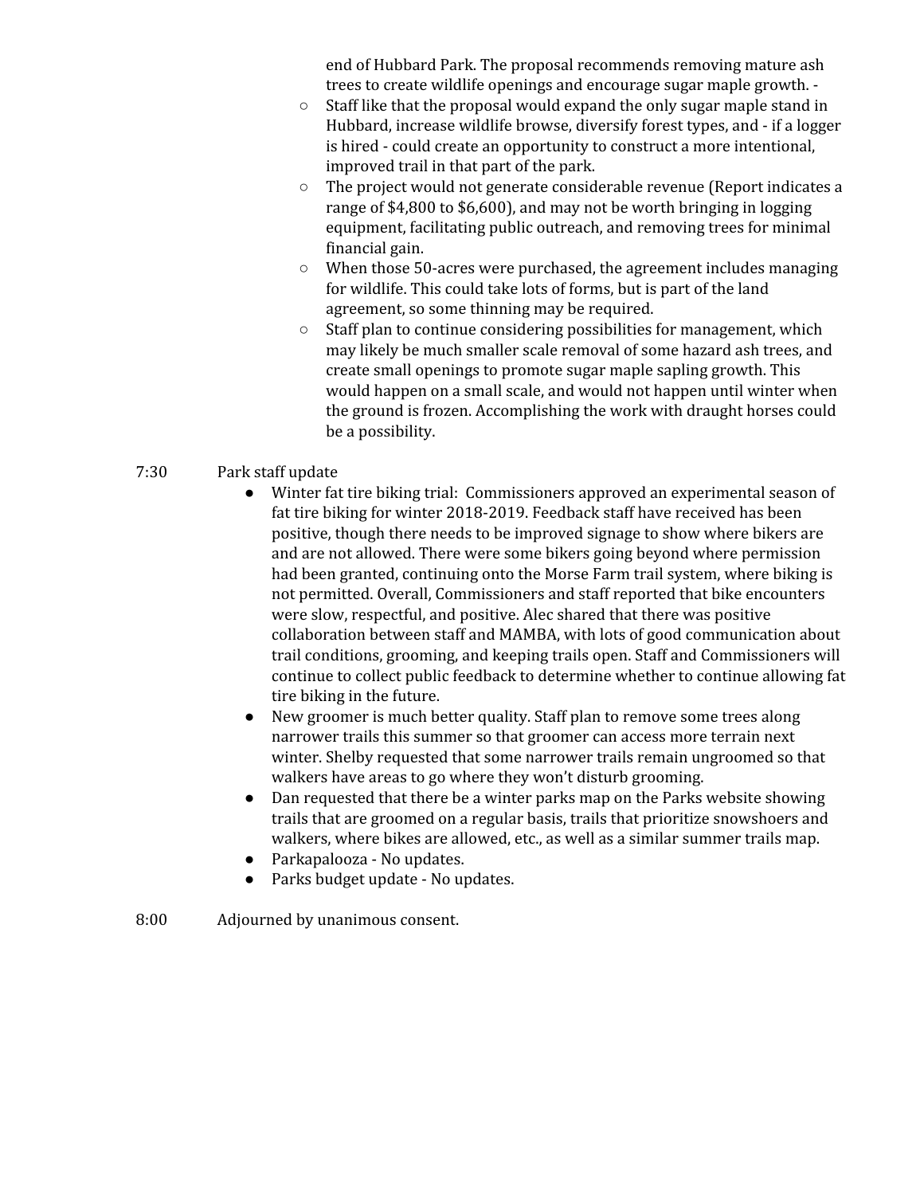end of Hubbard Park. The proposal recommends removing mature ash trees to create wildlife openings and encourage sugar maple growth. -

  - Staff like that the proposal would expand the only sugar maple stand in Hubbard, increase wildlife browse, diversify forest types, and - if a logger is hired - could create an opportunity to construct a more intentional, improved trail in that part of the park.
  - The project would not generate considerable revenue (Report indicates a range of $4,800 to $6,600), and may not be worth bringing in logging equipment, facilitating public outreach, and removing trees for minimal financial gain.
  - When those 50-acres were purchased, the agreement includes managing for wildlife. This could take lots of forms, but is part of the land agreement, so some thinning may be required.
  - Staff plan to continue considering possibilities for management, which may likely be much smaller scale removal of some hazard ash trees, and create small openings to promote sugar maple sapling growth. This would happen on a small scale, and would not happen until winter when the ground is frozen. Accomplishing the work with draught horses could be a possibility.

7:30 Park staff update

- Winter fat tire biking trial: Commissioners approved an experimental season of fat tire biking for winter 2018-2019. Feedback staff have received has been positive, though there needs to be improved signage to show where bikers are and are not allowed. There were some bikers going beyond where permission had been granted, continuing onto the Morse Farm trail system, where biking is not permitted. Overall, Commissioners and staff reported that bike encounters were slow, respectful, and positive. Alec shared that there was positive collaboration between staff and MAMBA, with lots of good communication about trail conditions, grooming, and keeping trails open. Staff and Commissioners will continue to collect public feedback to determine whether to continue allowing fat tire biking in the future.
- New groomer is much better quality. Staff plan to remove some trees along narrower trails this summer so that groomer can access more terrain next winter. Shelby requested that some narrower trails remain ungroomed so that walkers have areas to go where they won't disturb grooming.
- Dan requested that there be a winter parks map on the Parks website showing trails that are groomed on a regular basis, trails that prioritize snowshoers and walkers, where bikes are allowed, etc., as well as a similar summer trails map.
- Parkapalooza - No updates.
- Parks budget update - No updates.

8:00 Adjourned by unanimous consent.